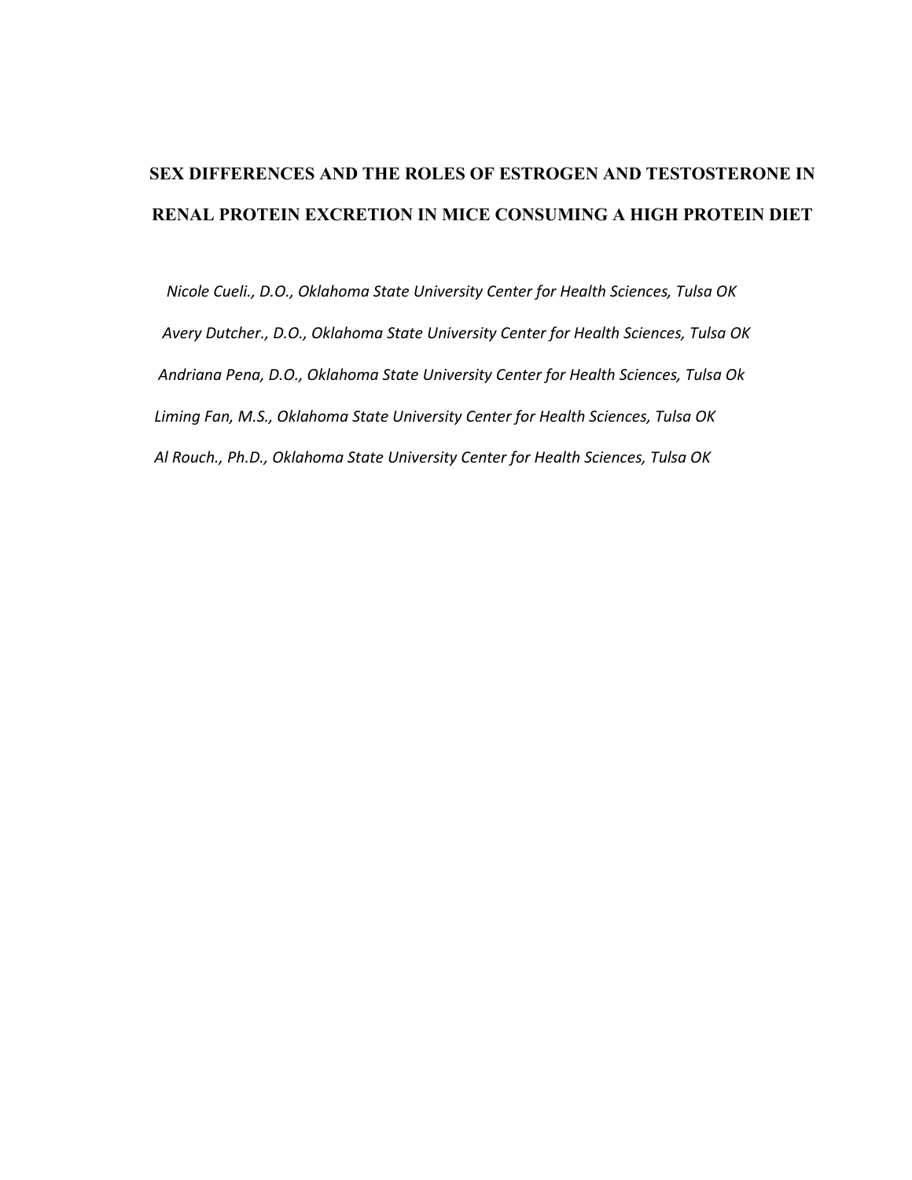# SEX DIFFERENCES AND THE ROLES OF ESTROGEN AND TESTOSTERONE IN RENAL PROTEIN EXCRETION IN MICE CONSUMING A HIGH PROTEIN DIET

*Nicole Cueli., D.O., Oklahoma State University Center for Health Sciences, Tulsa OK*

*Avery Dutcher., D.O., Oklahoma State University Center for Health Sciences, Tulsa OK*

*Andriana Pena, D.O., Oklahoma State University Center for Health Sciences, Tulsa Ok*

*Liming Fan, M.S., Oklahoma State University Center for Health Sciences, Tulsa OK*

*Al Rouch., Ph.D., Oklahoma State University Center for Health Sciences, Tulsa OK*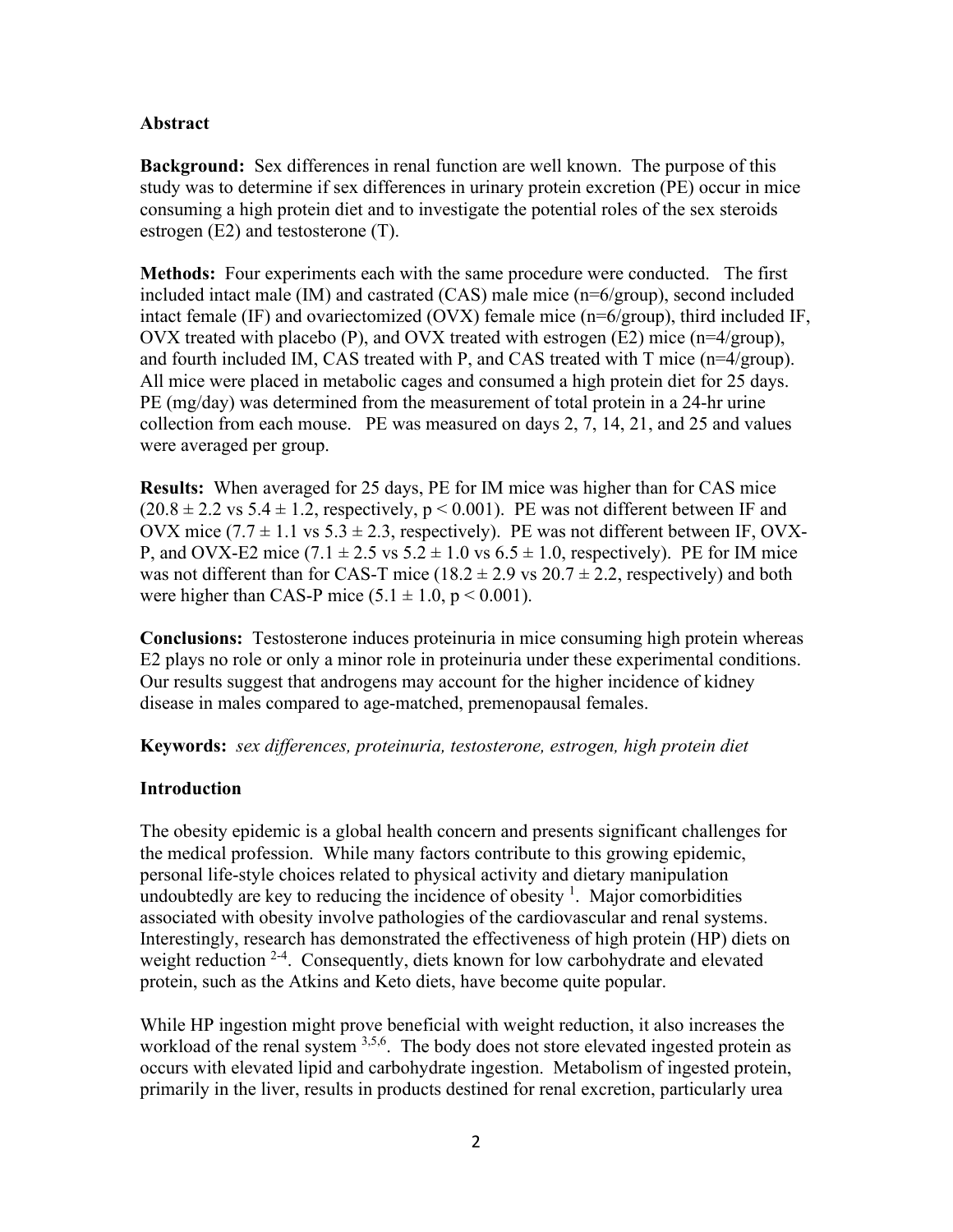## Abstract

**Background:** Sex differences in renal function are well known. The purpose of this study was to determine if sex differences in urinary protein excretion (PE) occur in mice consuming a high protein diet and to investigate the potential roles of the sex steroids estrogen (E2) and testosterone (T).

**Methods:** Four experiments each with the same procedure were conducted. The first included intact male (IM) and castrated (CAS) male mice (n=6/group), second included intact female (IF) and ovariectomized (OVX) female mice (n=6/group), third included IF, OVX treated with placebo (P), and OVX treated with estrogen (E2) mice (n=4/group), and fourth included IM, CAS treated with P, and CAS treated with T mice (n=4/group). All mice were placed in metabolic cages and consumed a high protein diet for 25 days. PE (mg/day) was determined from the measurement of total protein in a 24-hr urine collection from each mouse. PE was measured on days 2, 7, 14, 21, and 25 and values were averaged per group.

**Results:** When averaged for 25 days, PE for IM mice was higher than for CAS mice ($20.8 \pm 2.2$ vs $5.4 \pm 1.2$, respectively, $p < 0.001$). PE was not different between IF and OVX mice ($7.7 \pm 1.1$ vs $5.3 \pm 2.3$, respectively). PE was not different between IF, OVX-P, and OVX-E2 mice ($7.1 \pm 2.5$ vs $5.2 \pm 1.0$ vs $6.5 \pm 1.0$, respectively). PE for IM mice was not different than for CAS-T mice ($18.2 \pm 2.9$ vs $20.7 \pm 2.2$, respectively) and both were higher than CAS-P mice ($5.1 \pm 1.0$, $p < 0.001$).

**Conclusions:** Testosterone induces proteinuria in mice consuming high protein whereas E2 plays no role or only a minor role in proteinuria under these experimental conditions. Our results suggest that androgens may account for the higher incidence of kidney disease in males compared to age-matched, premenopausal females.

**Keywords:** *sex differences, proteinuria, testosterone, estrogen, high protein diet*

## Introduction

The obesity epidemic is a global health concern and presents significant challenges for the medical profession. While many factors contribute to this growing epidemic, personal life-style choices related to physical activity and dietary manipulation undoubtedly are key to reducing the incidence of obesity [1]. Major comorbidities associated with obesity involve pathologies of the cardiovascular and renal systems. Interestingly, research has demonstrated the effectiveness of high protein (HP) diets on weight reduction [2-4]. Consequently, diets known for low carbohydrate and elevated protein, such as the Atkins and Keto diets, have become quite popular.

While HP ingestion might prove beneficial with weight reduction, it also increases the workload of the renal system [3,5,6]. The body does not store elevated ingested protein as occurs with elevated lipid and carbohydrate ingestion. Metabolism of ingested protein, primarily in the liver, results in products destined for renal excretion, particularly urea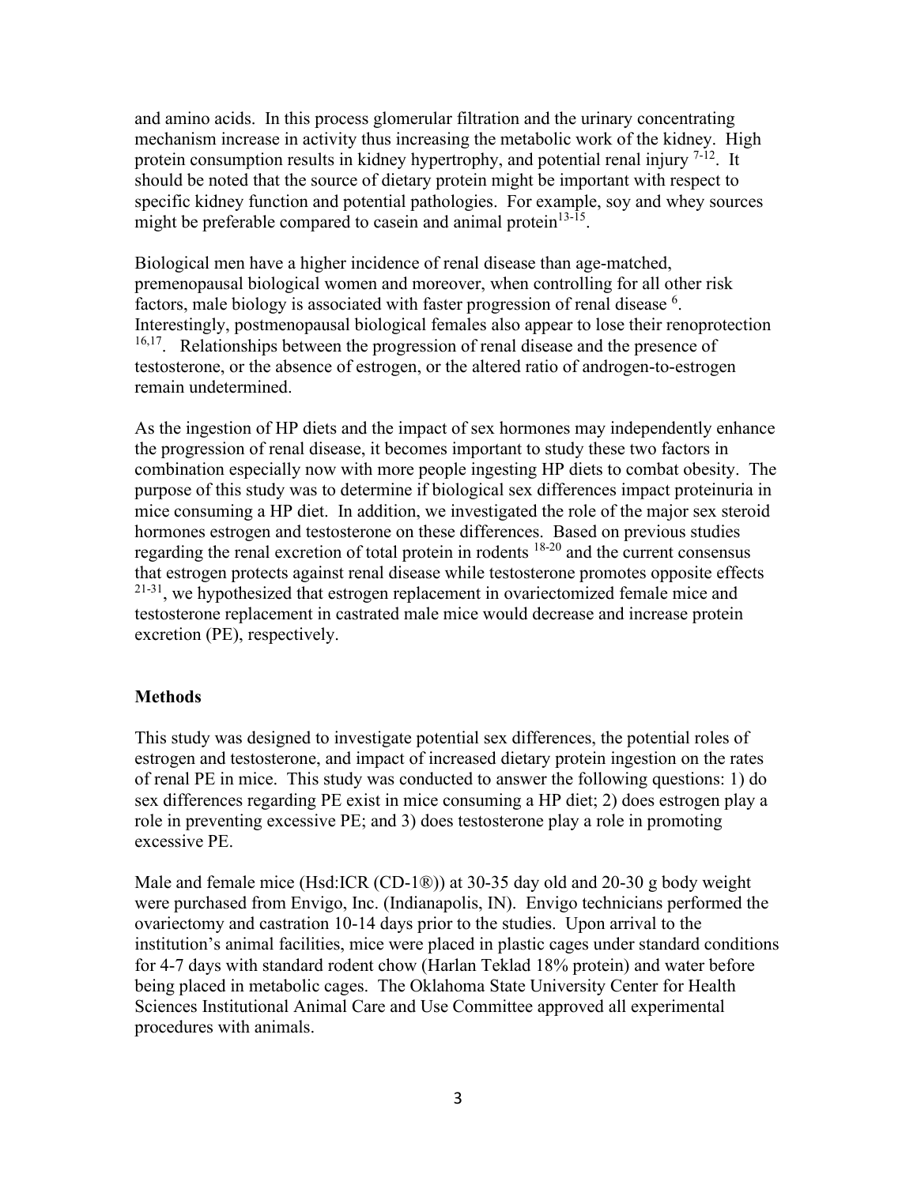and amino acids. In this process glomerular filtration and the urinary concentrating mechanism increase in activity thus increasing the metabolic work of the kidney. High protein consumption results in kidney hypertrophy, and potential renal injury [7-12]. It should be noted that the source of dietary protein might be important with respect to specific kidney function and potential pathologies. For example, soy and whey sources might be preferable compared to casein and animal protein[13-15].

Biological men have a higher incidence of renal disease than age-matched, premenopausal biological women and moreover, when controlling for all other risk factors, male biology is associated with faster progression of renal disease [6]. Interestingly, postmenopausal biological females also appear to lose their renoprotection [16,17]. Relationships between the progression of renal disease and the presence of testosterone, or the absence of estrogen, or the altered ratio of androgen-to-estrogen remain undetermined.

As the ingestion of HP diets and the impact of sex hormones may independently enhance the progression of renal disease, it becomes important to study these two factors in combination especially now with more people ingesting HP diets to combat obesity. The purpose of this study was to determine if biological sex differences impact proteinuria in mice consuming a HP diet. In addition, we investigated the role of the major sex steroid hormones estrogen and testosterone on these differences. Based on previous studies regarding the renal excretion of total protein in rodents [18-20] and the current consensus that estrogen protects against renal disease while testosterone promotes opposite effects [21-31], we hypothesized that estrogen replacement in ovariectomized female mice and testosterone replacement in castrated male mice would decrease and increase protein excretion (PE), respectively.

## Methods

This study was designed to investigate potential sex differences, the potential roles of estrogen and testosterone, and impact of increased dietary protein ingestion on the rates of renal PE in mice. This study was conducted to answer the following questions: 1) do sex differences regarding PE exist in mice consuming a HP diet; 2) does estrogen play a role in preventing excessive PE; and 3) does testosterone play a role in promoting excessive PE.

Male and female mice (Hsd:ICR (CD-1®)) at 30-35 day old and 20-30 g body weight were purchased from Envigo, Inc. (Indianapolis, IN). Envigo technicians performed the ovariectomy and castration 10-14 days prior to the studies. Upon arrival to the institution's animal facilities, mice were placed in plastic cages under standard conditions for 4-7 days with standard rodent chow (Harlan Teklad 18% protein) and water before being placed in metabolic cages. The Oklahoma State University Center for Health Sciences Institutional Animal Care and Use Committee approved all experimental procedures with animals.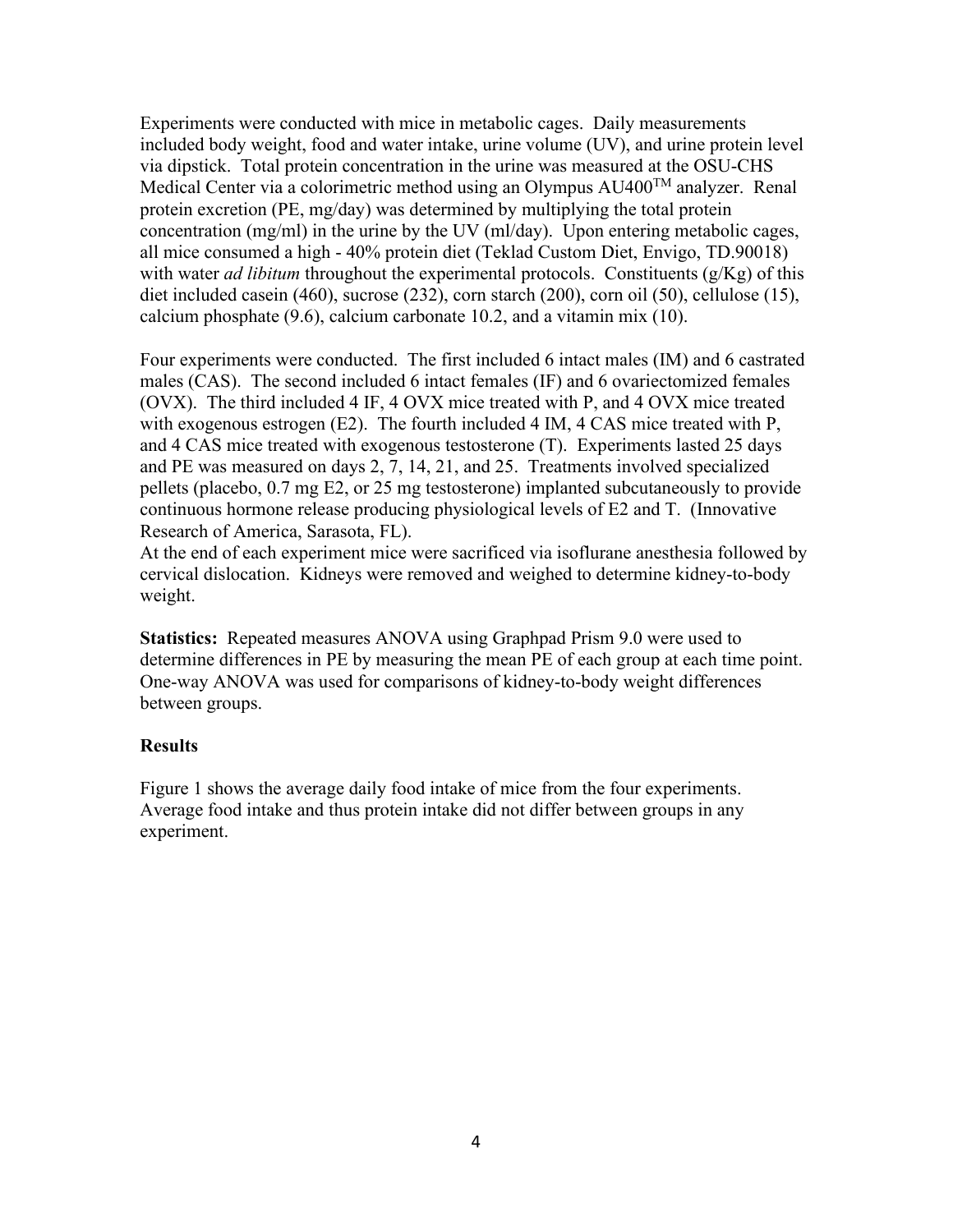Experiments were conducted with mice in metabolic cages. Daily measurements included body weight, food and water intake, urine volume (UV), and urine protein level via dipstick. Total protein concentration in the urine was measured at the OSU-CHS Medical Center via a colorimetric method using an Olympus AU400$^{TM}$ analyzer. Renal protein excretion (PE, mg/day) was determined by multiplying the total protein concentration (mg/ml) in the urine by the UV (ml/day). Upon entering metabolic cages, all mice consumed a high - 40% protein diet (Teklad Custom Diet, Envigo, TD.90018) with water *ad libitum* throughout the experimental protocols. Constituents (g/Kg) of this diet included casein (460), sucrose (232), corn starch (200), corn oil (50), cellulose (15), calcium phosphate (9.6), calcium carbonate 10.2, and a vitamin mix (10).

Four experiments were conducted. The first included 6 intact males (IM) and 6 castrated males (CAS). The second included 6 intact females (IF) and 6 ovariectomized females (OVX). The third included 4 IF, 4 OVX mice treated with P, and 4 OVX mice treated with exogenous estrogen (E2). The fourth included 4 IM, 4 CAS mice treated with P, and 4 CAS mice treated with exogenous testosterone (T). Experiments lasted 25 days and PE was measured on days 2, 7, 14, 21, and 25. Treatments involved specialized pellets (placebo, 0.7 mg E2, or 25 mg testosterone) implanted subcutaneously to provide continuous hormone release producing physiological levels of E2 and T. (Innovative Research of America, Sarasota, FL).
At the end of each experiment mice were sacrificed via isoflurane anesthesia followed by cervical dislocation. Kidneys were removed and weighed to determine kidney-to-body weight.

**Statistics:** Repeated measures ANOVA using Graphpad Prism 9.0 were used to determine differences in PE by measuring the mean PE of each group at each time point. One-way ANOVA was used for comparisons of kidney-to-body weight differences between groups.

## Results

Figure 1 shows the average daily food intake of mice from the four experiments. Average food intake and thus protein intake did not differ between groups in any experiment.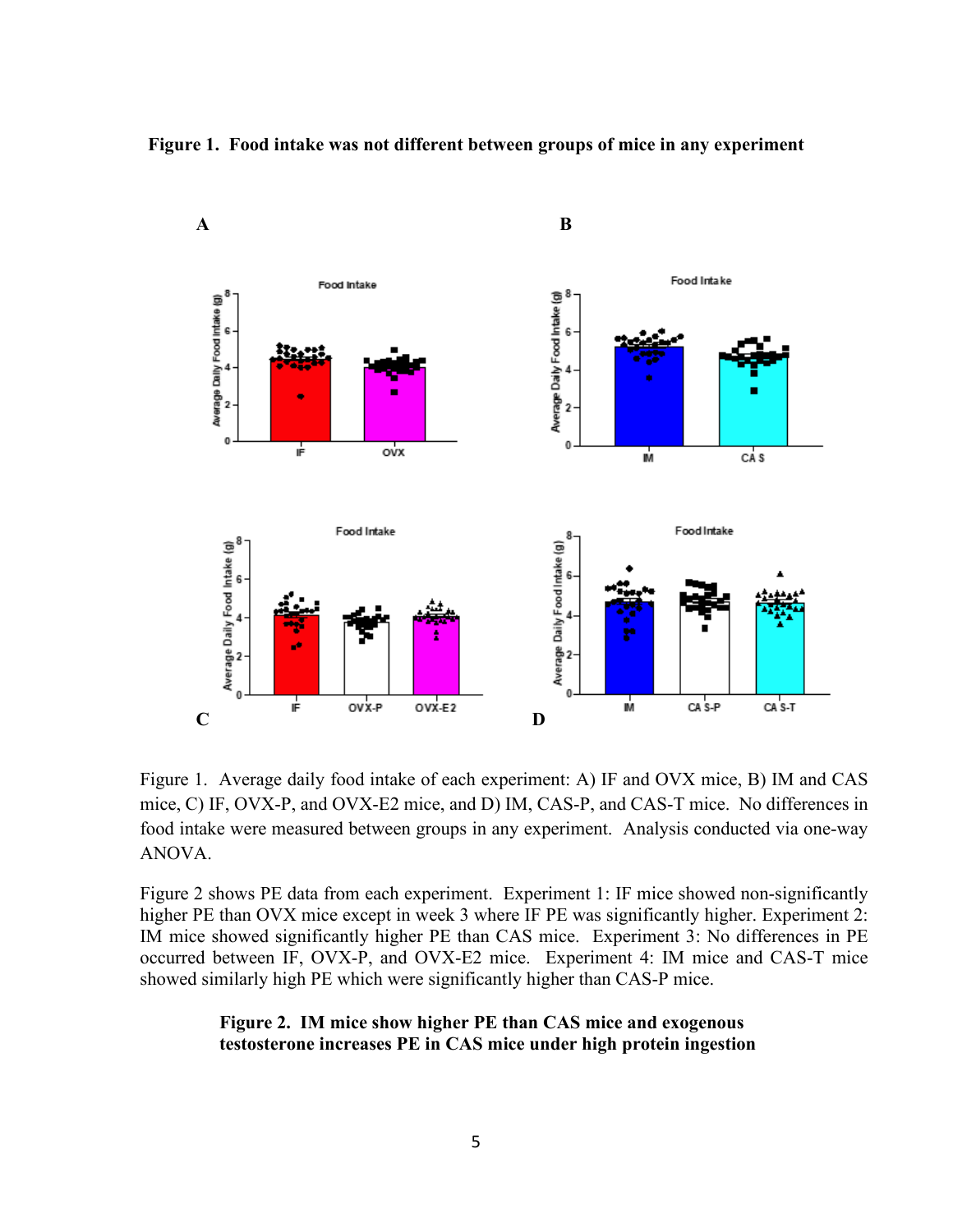**Figure 1. Food intake was not different between groups of mice in any experiment**

Figure 1. Average daily food intake of each experiment: A) IF and OVX mice, B) IM and CAS mice, C) IF, OVX-P, and OVX-E2 mice, and D) IM, CAS-P, and CAS-T mice. No differences in food intake were measured between groups in any experiment. Analysis conducted via one-way ANOVA.

Figure 2 shows PE data from each experiment. Experiment 1: IF mice showed non-significantly higher PE than OVX mice except in week 3 where IF PE was significantly higher. Experiment 2: IM mice showed significantly higher PE than CAS mice. Experiment 3: No differences in PE occurred between IF, OVX-P, and OVX-E2 mice. Experiment 4: IM mice and CAS-T mice showed similarly high PE which were significantly higher than CAS-P mice.

**Figure 2. IM mice show higher PE than CAS mice and exogenous testosterone increases PE in CAS mice under high protein ingestion**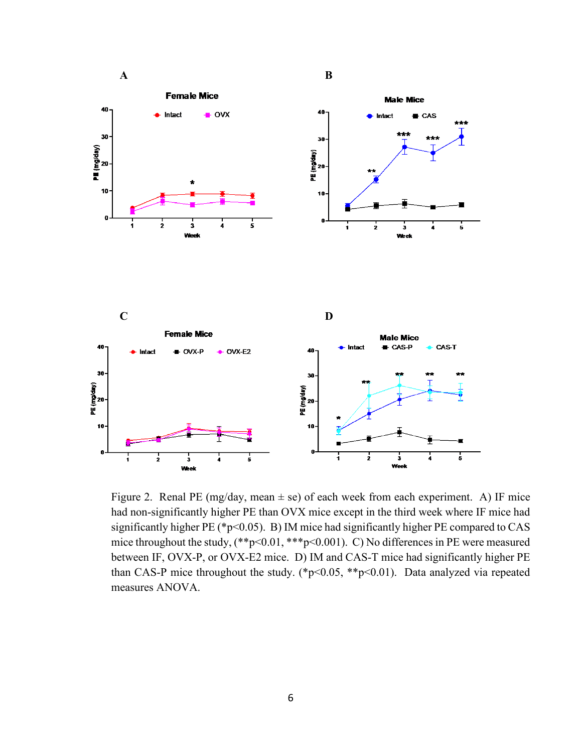Figure 2. Renal PE (mg/day, mean ± se) of each week from each experiment. A) IF mice had non-significantly higher PE than OVX mice except in the third week where IF mice had significantly higher PE (*p<0.05). B) IM mice had significantly higher PE compared to CAS mice throughout the study, (**p<0.01, ***p<0.001). C) No differences in PE were measured between IF, OVX-P, or OVX-E2 mice. D) IM and CAS-T mice had significantly higher PE than CAS-P mice throughout the study. (*p<0.05, **p<0.01). Data analyzed via repeated measures ANOVA.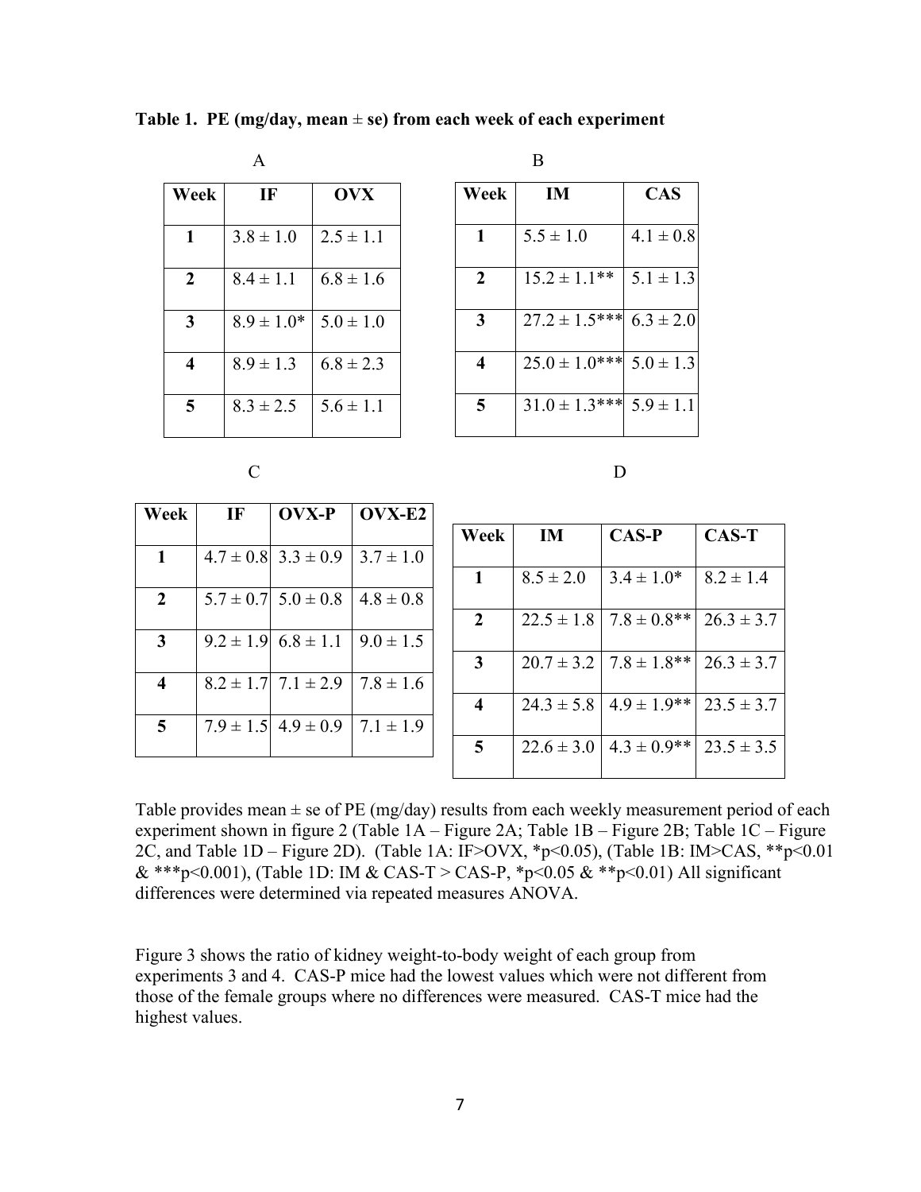**Table 1. PE (mg/day, mean ± se) from each week of each experiment**

A

| Week | IF | OVX |
|---|---|---|
| 1 | 3.8 ± 1.0 | 2.5 ± 1.1 |
| 2 | 8.4 ± 1.1 | 6.8 ± 1.6 |
| 3 | 8.9 ± 1.0* | 5.0 ± 1.0 |
| 4 | 8.9 ± 1.3 | 6.8 ± 2.3 |
| 5 | 8.3 ± 2.5 | 5.6 ± 1.1 |

B

| Week | IM | CAS |
|---|---|---|
| 1 | 5.5 ± 1.0 | 4.1 ± 0.8 |
| 2 | 15.2 ± 1.1** | 5.1 ± 1.3 |
| 3 | 27.2 ± 1.5*** | 6.3 ± 2.0 |
| 4 | 25.0 ± 1.0*** | 5.0 ± 1.3 |
| 5 | 31.0 ± 1.3*** | 5.9 ± 1.1 |

C

| Week | IF | OVX-P | OVX-E2 |
|---|---|---|---|
| 1 | 4.7 ± 0.8 | 3.3 ± 0.9 | 3.7 ± 1.0 |
| 2 | 5.7 ± 0.7 | 5.0 ± 0.8 | 4.8 ± 0.8 |
| 3 | 9.2 ± 1.9 | 6.8 ± 1.1 | 9.0 ± 1.5 |
| 4 | 8.2 ± 1.7 | 7.1 ± 2.9 | 7.8 ± 1.6 |
| 5 | 7.9 ± 1.5 | 4.9 ± 0.9 | 7.1 ± 1.9 |

D

| Week | IM | CAS-P | CAS-T |
|---|---|---|---|
| 1 | 8.5 ± 2.0 | 3.4 ± 1.0* | 8.2 ± 1.4 |
| 2 | 22.5 ± 1.8 | 7.8 ± 0.8** | 26.3 ± 3.7 |
| 3 | 20.7 ± 3.2 | 7.8 ± 1.8** | 26.3 ± 3.7 |
| 4 | 24.3 ± 5.8 | 4.9 ± 1.9** | 23.5 ± 3.7 |
| 5 | 22.6 ± 3.0 | 4.3 ± 0.9** | 23.5 ± 3.5 |

Table provides mean ± se of PE (mg/day) results from each weekly measurement period of each experiment shown in figure 2 (Table 1A – Figure 2A; Table 1B – Figure 2B; Table 1C – Figure 2C, and Table 1D – Figure 2D). (Table 1A: IF>OVX, *$p<0.05$), (Table 1B: IM>CAS, **$p<0.01$ & ***$p<0.001$), (Table 1D: IM & CAS-T > CAS-P, *$p<0.05$ & **$p<0.01$) All significant differences were determined via repeated measures ANOVA.

Figure 3 shows the ratio of kidney weight-to-body weight of each group from experiments 3 and 4. CAS-P mice had the lowest values which were not different from those of the female groups where no differences were measured. CAS-T mice had the highest values.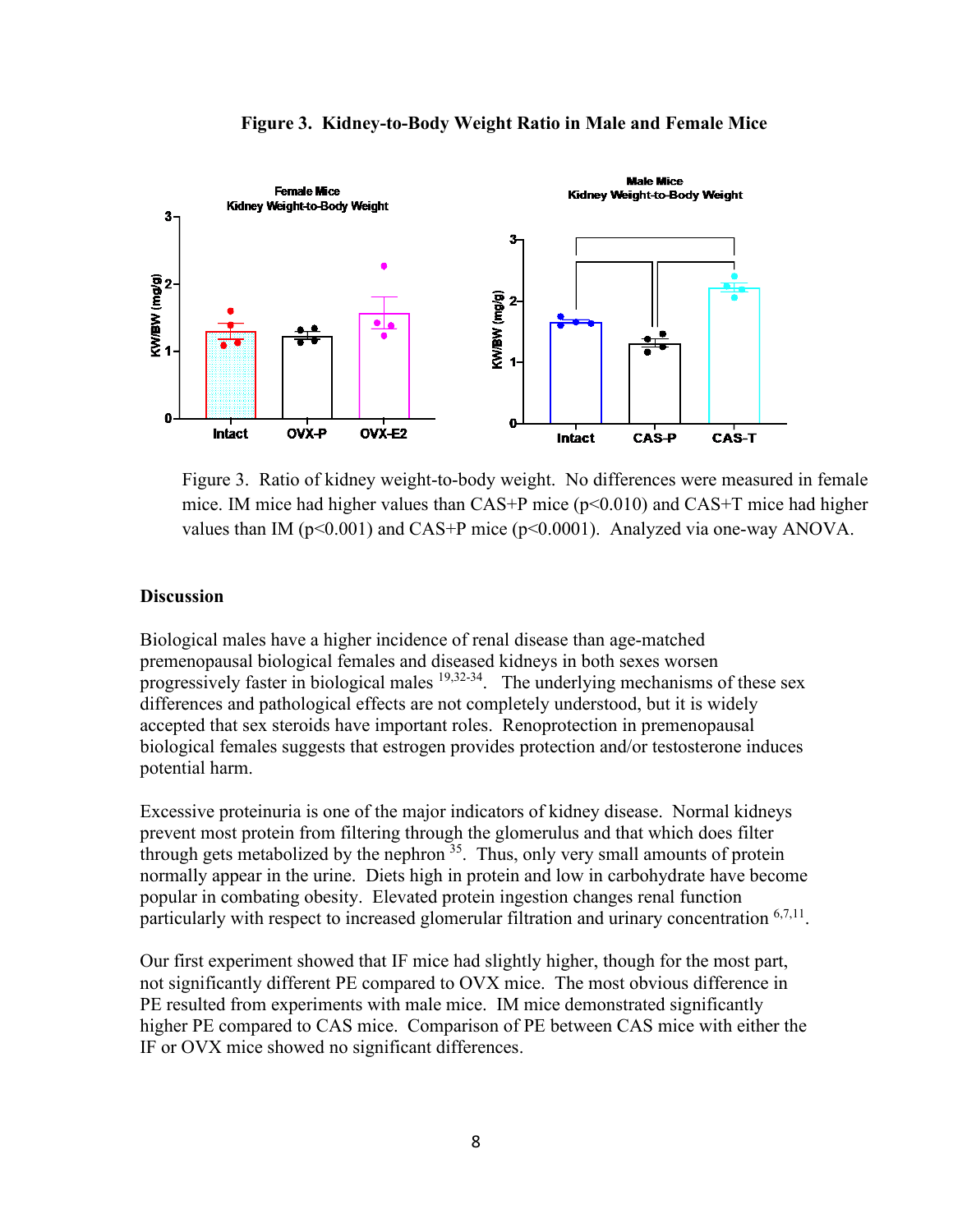**Figure 3. Kidney-to-Body Weight Ratio in Male and Female Mice**

Figure 3. Ratio of kidney weight-to-body weight. No differences were measured in female mice. IM mice had higher values than CAS+P mice ($p<0.010$) and CAS+T mice had higher values than IM ($p<0.001$) and CAS+P mice ($p<0.0001$). Analyzed via one-way ANOVA.

## Discussion

Biological males have a higher incidence of renal disease than age-matched premenopausal biological females and diseased kidneys in both sexes worsen progressively faster in biological males [19,32-34]. The underlying mechanisms of these sex differences and pathological effects are not completely understood, but it is widely accepted that sex steroids have important roles. Renoprotection in premenopausal biological females suggests that estrogen provides protection and/or testosterone induces potential harm.

Excessive proteinuria is one of the major indicators of kidney disease. Normal kidneys prevent most protein from filtering through the glomerulus and that which does filter through gets metabolized by the nephron [35]. Thus, only very small amounts of protein normally appear in the urine. Diets high in protein and low in carbohydrate have become popular in combating obesity. Elevated protein ingestion changes renal function particularly with respect to increased glomerular filtration and urinary concentration [6,7,11].

Our first experiment showed that IF mice had slightly higher, though for the most part, not significantly different PE compared to OVX mice. The most obvious difference in PE resulted from experiments with male mice. IM mice demonstrated significantly higher PE compared to CAS mice. Comparison of PE between CAS mice with either the IF or OVX mice showed no significant differences.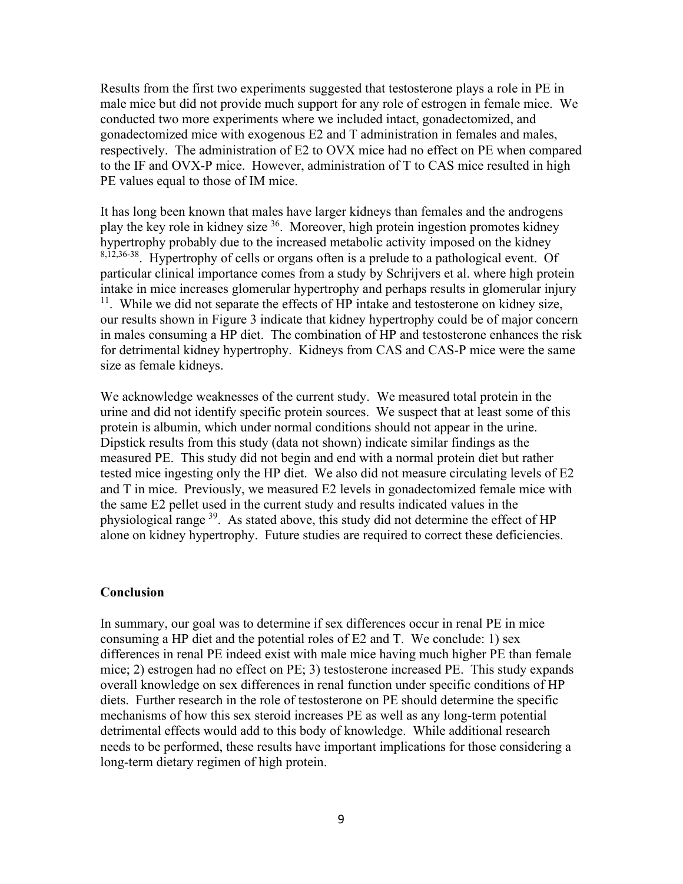Results from the first two experiments suggested that testosterone plays a role in PE in male mice but did not provide much support for any role of estrogen in female mice. We conducted two more experiments where we included intact, gonadectomized, and gonadectomized mice with exogenous E2 and T administration in females and males, respectively. The administration of E2 to OVX mice had no effect on PE when compared to the IF and OVX-P mice. However, administration of T to CAS mice resulted in high PE values equal to those of IM mice.

It has long been known that males have larger kidneys than females and the androgens play the key role in kidney size [36]. Moreover, high protein ingestion promotes kidney hypertrophy probably due to the increased metabolic activity imposed on the kidney [8,12,36-38]. Hypertrophy of cells or organs often is a prelude to a pathological event. Of particular clinical importance comes from a study by Schrijvers et al. where high protein intake in mice increases glomerular hypertrophy and perhaps results in glomerular injury [11]. While we did not separate the effects of HP intake and testosterone on kidney size, our results shown in Figure 3 indicate that kidney hypertrophy could be of major concern in males consuming a HP diet. The combination of HP and testosterone enhances the risk for detrimental kidney hypertrophy. Kidneys from CAS and CAS-P mice were the same size as female kidneys.

We acknowledge weaknesses of the current study. We measured total protein in the urine and did not identify specific protein sources. We suspect that at least some of this protein is albumin, which under normal conditions should not appear in the urine. Dipstick results from this study (data not shown) indicate similar findings as the measured PE. This study did not begin and end with a normal protein diet but rather tested mice ingesting only the HP diet. We also did not measure circulating levels of E2 and T in mice. Previously, we measured E2 levels in gonadectomized female mice with the same E2 pellet used in the current study and results indicated values in the physiological range [39]. As stated above, this study did not determine the effect of HP alone on kidney hypertrophy. Future studies are required to correct these deficiencies.

**Conclusion**

In summary, our goal was to determine if sex differences occur in renal PE in mice consuming a HP diet and the potential roles of E2 and T. We conclude: 1) sex differences in renal PE indeed exist with male mice having much higher PE than female mice; 2) estrogen had no effect on PE; 3) testosterone increased PE. This study expands overall knowledge on sex differences in renal function under specific conditions of HP diets. Further research in the role of testosterone on PE should determine the specific mechanisms of how this sex steroid increases PE as well as any long-term potential detrimental effects would add to this body of knowledge. While additional research needs to be performed, these results have important implications for those considering a long-term dietary regimen of high protein.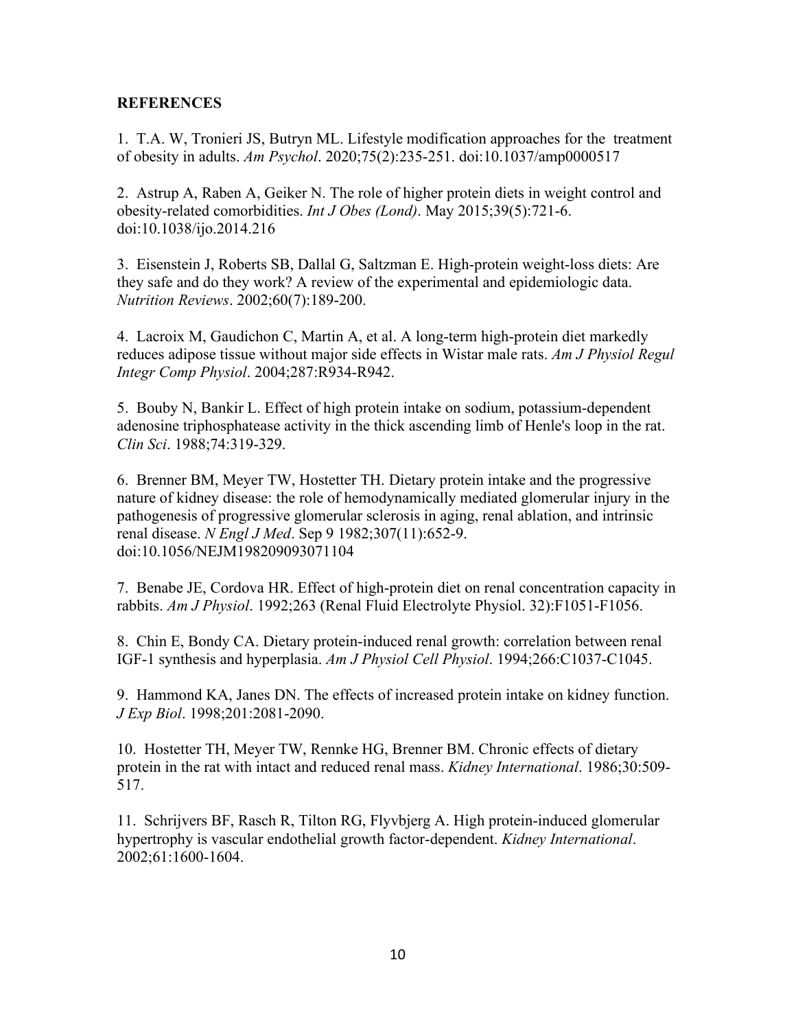**REFERENCES**

1. T.A. W, Tronieri JS, Butryn ML. Lifestyle modification approaches for the treatment of obesity in adults. *Am Psychol*. 2020;75(2):235-251. doi:10.1037/amp0000517

2. Astrup A, Raben A, Geiker N. The role of higher protein diets in weight control and obesity-related comorbidities. *Int J Obes (Lond)*. May 2015;39(5):721-6. doi:10.1038/ijo.2014.216

3. Eisenstein J, Roberts SB, Dallal G, Saltzman E. High-protein weight-loss diets: Are they safe and do they work? A review of the experimental and epidemiologic data. *Nutrition Reviews*. 2002;60(7):189-200.

4. Lacroix M, Gaudichon C, Martin A, et al. A long-term high-protein diet markedly reduces adipose tissue without major side effects in Wistar male rats. *Am J Physiol Regul Integr Comp Physiol*. 2004;287:R934-R942.

5. Bouby N, Bankir L. Effect of high protein intake on sodium, potassium-dependent adenosine triphosphatease activity in the thick ascending limb of Henle's loop in the rat. *Clin Sci*. 1988;74:319-329.

6. Brenner BM, Meyer TW, Hostetter TH. Dietary protein intake and the progressive nature of kidney disease: the role of hemodynamically mediated glomerular injury in the pathogenesis of progressive glomerular sclerosis in aging, renal ablation, and intrinsic renal disease. *N Engl J Med*. Sep 9 1982;307(11):652-9. doi:10.1056/NEJM198209093071104

7. Benabe JE, Cordova HR. Effect of high-protein diet on renal concentration capacity in rabbits. *Am J Physiol*. 1992;263 (Renal Fluid Electrolyte Physiol. 32):F1051-F1056.

8. Chin E, Bondy CA. Dietary protein-induced renal growth: correlation between renal IGF-1 synthesis and hyperplasia. *Am J Physiol Cell Physiol*. 1994;266:C1037-C1045.

9. Hammond KA, Janes DN. The effects of increased protein intake on kidney function. *J Exp Biol*. 1998;201:2081-2090.

10. Hostetter TH, Meyer TW, Rennke HG, Brenner BM. Chronic effects of dietary protein in the rat with intact and reduced renal mass. *Kidney International*. 1986;30:509-517.

11. Schrijvers BF, Rasch R, Tilton RG, Flyvbjerg A. High protein-induced glomerular hypertrophy is vascular endothelial growth factor-dependent. *Kidney International*. 2002;61:1600-1604.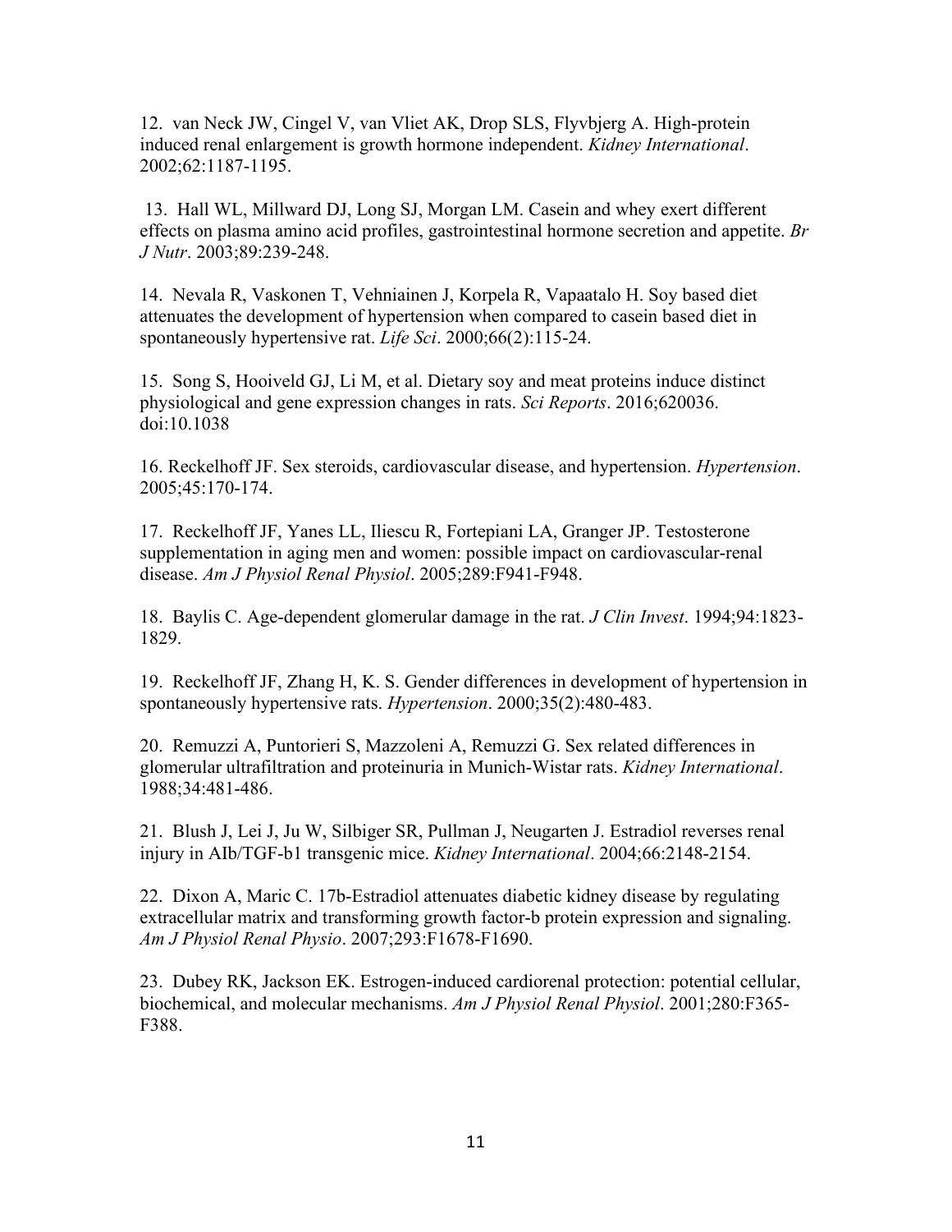12. van Neck JW, Cingel V, van Vliet AK, Drop SLS, Flyvbjerg A. High-protein induced renal enlargement is growth hormone independent. *Kidney International*. 2002;62:1187-1195.

13. Hall WL, Millward DJ, Long SJ, Morgan LM. Casein and whey exert different effects on plasma amino acid profiles, gastrointestinal hormone secretion and appetite. *Br J Nutr*. 2003;89:239-248.

14. Nevala R, Vaskonen T, Vehniainen J, Korpela R, Vapaatalo H. Soy based diet attenuates the development of hypertension when compared to casein based diet in spontaneously hypertensive rat. *Life Sci*. 2000;66(2):115-24.

15. Song S, Hooiveld GJ, Li M, et al. Dietary soy and meat proteins induce distinct physiological and gene expression changes in rats. *Sci Reports*. 2016;620036. doi:10.1038

16. Reckelhoff JF. Sex steroids, cardiovascular disease, and hypertension. *Hypertension*. 2005;45:170-174.

17. Reckelhoff JF, Yanes LL, Iliescu R, Fortepiani LA, Granger JP. Testosterone supplementation in aging men and women: possible impact on cardiovascular-renal disease. *Am J Physiol Renal Physiol*. 2005;289:F941-F948.

18. Baylis C. Age-dependent glomerular damage in the rat. *J Clin Invest*. 1994;94:1823-1829.

19. Reckelhoff JF, Zhang H, K. S. Gender differences in development of hypertension in spontaneously hypertensive rats. *Hypertension*. 2000;35(2):480-483.

20. Remuzzi A, Puntorieri S, Mazzoleni A, Remuzzi G. Sex related differences in glomerular ultrafiltration and proteinuria in Munich-Wistar rats. *Kidney International*. 1988;34:481-486.

21. Blush J, Lei J, Ju W, Silbiger SR, Pullman J, Neugarten J. Estradiol reverses renal injury in AIb/TGF-b1 transgenic mice. *Kidney International*. 2004;66:2148-2154.

22. Dixon A, Maric C. 17b-Estradiol attenuates diabetic kidney disease by regulating extracellular matrix and transforming growth factor-b protein expression and signaling. *Am J Physiol Renal Physio*. 2007;293:F1678-F1690.

23. Dubey RK, Jackson EK. Estrogen-induced cardiorenal protection: potential cellular, biochemical, and molecular mechanisms. *Am J Physiol Renal Physiol*. 2001;280:F365-F388.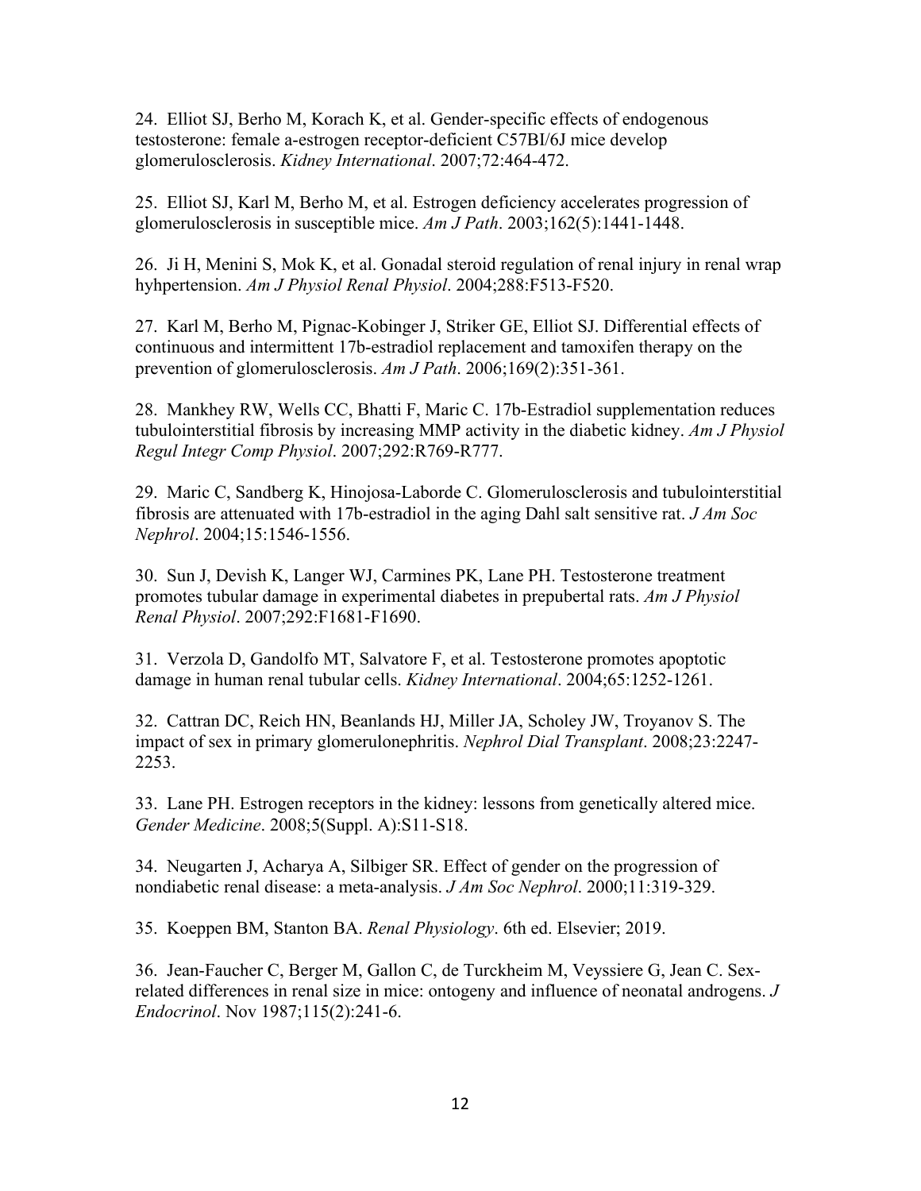24. Elliot SJ, Berho M, Korach K, et al. Gender-specific effects of endogenous testosterone: female a-estrogen receptor-deficient C57Bl/6J mice develop glomerulosclerosis. *Kidney International*. 2007;72:464-472.

25. Elliot SJ, Karl M, Berho M, et al. Estrogen deficiency accelerates progression of glomerulosclerosis in susceptible mice. *Am J Path*. 2003;162(5):1441-1448.

26. Ji H, Menini S, Mok K, et al. Gonadal steroid regulation of renal injury in renal wrap hyhpertension. *Am J Physiol Renal Physiol*. 2004;288:F513-F520.

27. Karl M, Berho M, Pignac-Kobinger J, Striker GE, Elliot SJ. Differential effects of continuous and intermittent 17b-estradiol replacement and tamoxifen therapy on the prevention of glomerulosclerosis. *Am J Path*. 2006;169(2):351-361.

28. Mankhey RW, Wells CC, Bhatti F, Maric C. 17b-Estradiol supplementation reduces tubulointerstitial fibrosis by increasing MMP activity in the diabetic kidney. *Am J Physiol Regul Integr Comp Physiol*. 2007;292:R769-R777.

29. Maric C, Sandberg K, Hinojosa-Laborde C. Glomerulosclerosis and tubulointerstitial fibrosis are attenuated with 17b-estradiol in the aging Dahl salt sensitive rat. *J Am Soc Nephrol*. 2004;15:1546-1556.

30. Sun J, Devish K, Langer WJ, Carmines PK, Lane PH. Testosterone treatment promotes tubular damage in experimental diabetes in prepubertal rats. *Am J Physiol Renal Physiol*. 2007;292:F1681-F1690.

31. Verzola D, Gandolfo MT, Salvatore F, et al. Testosterone promotes apoptotic damage in human renal tubular cells. *Kidney International*. 2004;65:1252-1261.

32. Cattran DC, Reich HN, Beanlands HJ, Miller JA, Scholey JW, Troyanov S. The impact of sex in primary glomerulonephritis. *Nephrol Dial Transplant*. 2008;23:2247-2253.

33. Lane PH. Estrogen receptors in the kidney: lessons from genetically altered mice. *Gender Medicine*. 2008;5(Suppl. A):S11-S18.

34. Neugarten J, Acharya A, Silbiger SR. Effect of gender on the progression of nondiabetic renal disease: a meta-analysis. *J Am Soc Nephrol*. 2000;11:319-329.

35. Koeppen BM, Stanton BA. *Renal Physiology*. 6th ed. Elsevier; 2019.

36. Jean-Faucher C, Berger M, Gallon C, de Turckheim M, Veyssiere G, Jean C. Sex-related differences in renal size in mice: ontogeny and influence of neonatal androgens. *J Endocrinol*. Nov 1987;115(2):241-6.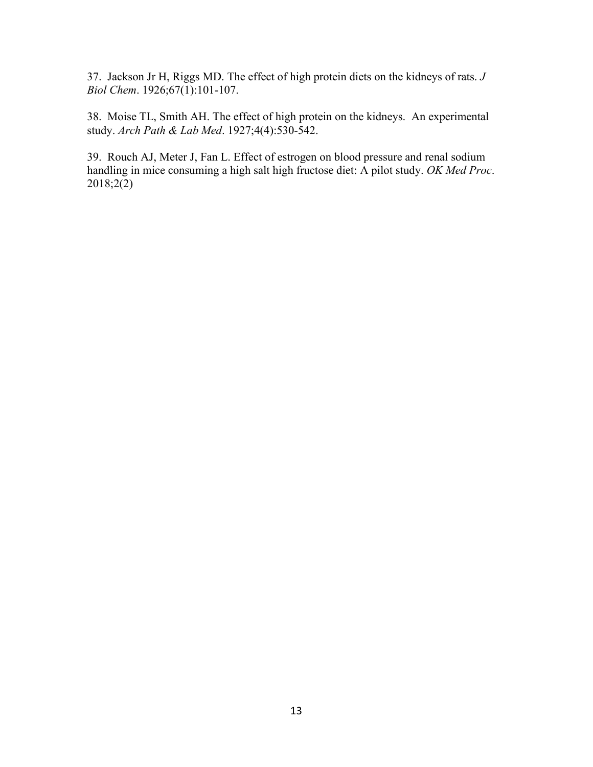37. Jackson Jr H, Riggs MD. The effect of high protein diets on the kidneys of rats. *J Biol Chem*. 1926;67(1):101-107.

38. Moise TL, Smith AH. The effect of high protein on the kidneys. An experimental study. *Arch Path & Lab Med*. 1927;4(4):530-542.

39. Rouch AJ, Meter J, Fan L. Effect of estrogen on blood pressure and renal sodium handling in mice consuming a high salt high fructose diet: A pilot study. *OK Med Proc*. 2018;2(2)